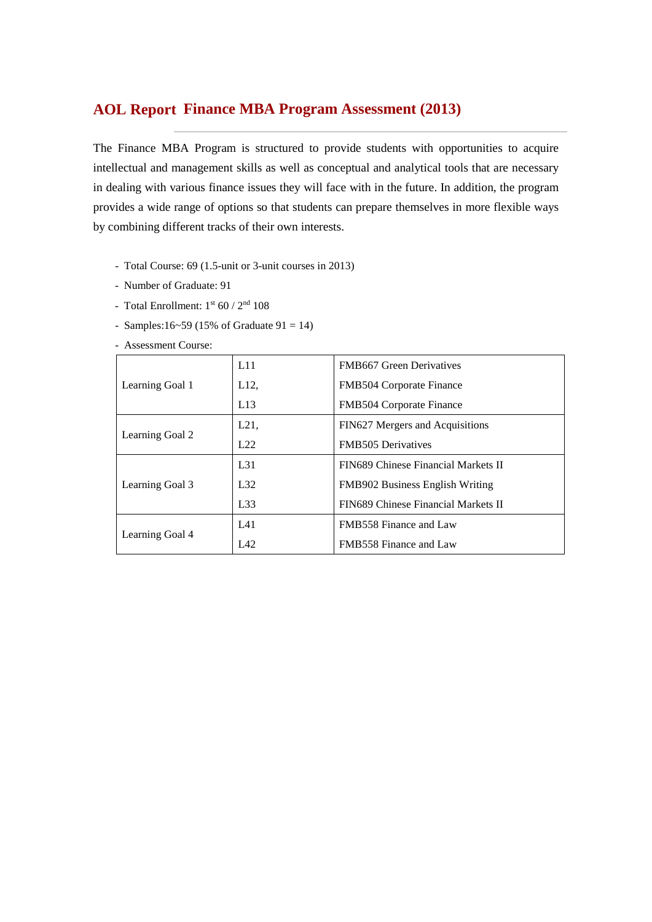# AOL Report Finance MBA Program Assessment (2013)

The Finance MBA Program is structured to provide students with opportunities to acquire intellectual and management skills as well as conceptual and analytical tools that are necessary in dealing with various finance issues they will face with in the future. In addition, the program provides a wide range of options so that students can prepare themselves in more flexible ways by combining different tracks of their own interests.

- Total Course: 69 (1.5-unit or 3-unit courses in 2013)
- Number of Graduate: 91
- Total Enrollment: 1st 60 / 2nd 108
- Samples:16~59 (15% of Graduate 91 = 14)
- Assessment Course:

| | | |
|---|---|---|
| Learning Goal 1 | L11 | FMB667 Green Derivatives |
| | L12, | FMB504 Corporate Finance |
| | L13 | FMB504 Corporate Finance |
| Learning Goal 2 | L21, | FIN627 Mergers and Acquisitions |
| | L22 | FMB505 Derivatives |
| Learning Goal 3 | L31 | FIN689 Chinese Financial Markets II |
| | L32 | FMB902 Business English Writing |
| | L33 | FIN689 Chinese Financial Markets II |
| Learning Goal 4 | L41 | FMB558 Finance and Law |
| | L42 | FMB558 Finance and Law |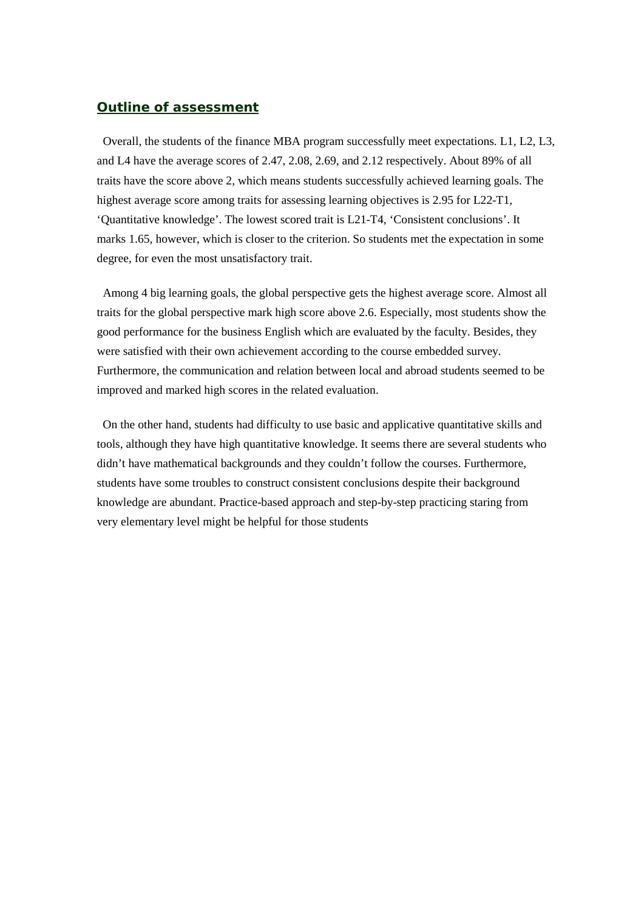## Outline of assessment

Overall, the students of the finance MBA program successfully meet expectations. L1, L2, L3, and L4 have the average scores of 2.47, 2.08, 2.69, and 2.12 respectively. About 89% of all traits have the score above 2, which means students successfully achieved learning goals. The highest average score among traits for assessing learning objectives is 2.95 for L22-T1, 'Quantitative knowledge'. The lowest scored trait is L21-T4, 'Consistent conclusions'. It marks 1.65, however, which is closer to the criterion. So students met the expectation in some degree, for even the most unsatisfactory trait.

Among 4 big learning goals, the global perspective gets the highest average score. Almost all traits for the global perspective mark high score above 2.6. Especially, most students show the good performance for the business English which are evaluated by the faculty. Besides, they were satisfied with their own achievement according to the course embedded survey. Furthermore, the communication and relation between local and abroad students seemed to be improved and marked high scores in the related evaluation.

On the other hand, students had difficulty to use basic and applicative quantitative skills and tools, although they have high quantitative knowledge. It seems there are several students who didn't have mathematical backgrounds and they couldn't follow the courses. Furthermore, students have some troubles to construct consistent conclusions despite their background knowledge are abundant. Practice-based approach and step-by-step practicing staring from very elementary level might be helpful for those students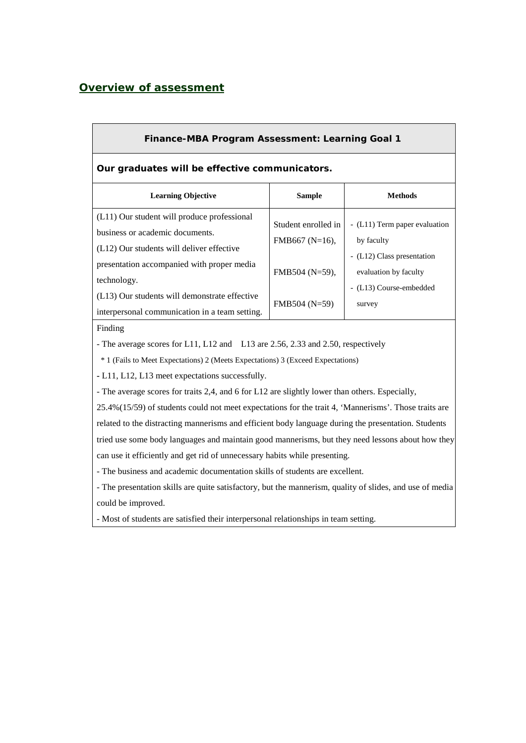## Overview of assessment

| Finance-MBA Program Assessment: Learning Goal 1 | | |
|---|---|---|
| **Our graduates will be effective communicators.** | | |
| **Learning Objective** | **Sample** | **Methods** |
| (L11) Our student will produce professional business or academic documents.<br>(L12) Our students will deliver effective presentation accompanied with proper media technology.<br>(L13) Our students will demonstrate effective interpersonal communication in a team setting. | Student enrolled in FMB667 (N=16),<br><br>FMB504 (N=59),<br><br>FMB504 (N=59) | - (L11) Term paper evaluation by faculty<br>- (L12) Class presentation evaluation by faculty<br>- (L13) Course-embedded survey |
| Finding<br><br>- The average scores for L11, L12 and L13 are 2.56, 2.33 and 2.50, respectively<br>\* 1 (Fails to Meet Expectations) 2 (Meets Expectations) 3 (Exceed Expectations)<br>- L11, L12, L13 meet expectations successfully.<br>- The average scores for traits 2,4, and 6 for L12 are slightly lower than others. Especially, 25.4%(15/59) of students could not meet expectations for the trait 4, 'Mannerisms'. Those traits are related to the distracting mannerisms and efficient body language during the presentation. Students tried use some body languages and maintain good mannerisms, but they need lessons about how they can use it efficiently and get rid of unnecessary habits while presenting.<br>- The business and academic documentation skills of students are excellent.<br>- The presentation skills are quite satisfactory, but the mannerism, quality of slides, and use of media could be improved.<br>- Most of students are satisfied their interpersonal relationships in team setting. | | |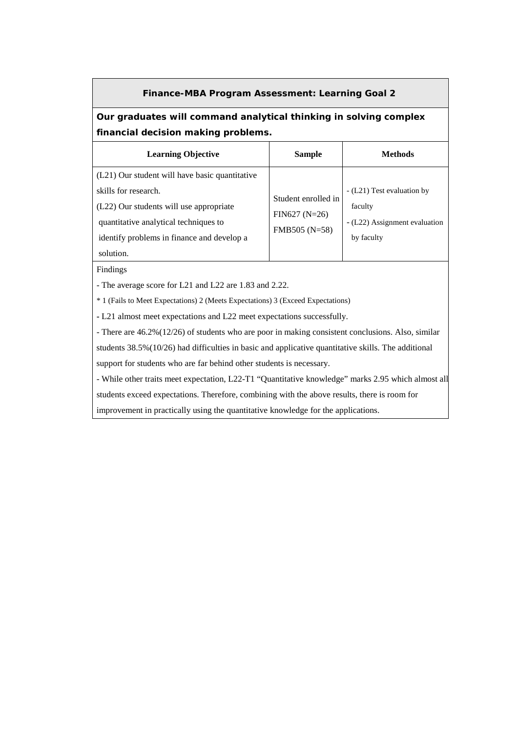| Finance-MBA Program Assessment: Learning Goal 2 | | |
|---|---|---|
| **Our graduates will command analytical thinking in solving complex financial decision making problems.** | | |
| **Learning Objective** | **Sample** | **Methods** |
| (L21) Our student will have basic quantitative skills for research.<br>(L22) Our students will use appropriate quantitative analytical techniques to identify problems in finance and develop a solution. | Student enrolled in FIN627 (N=26)<br>FMB505 (N=58) | - (L21) Test evaluation by faculty<br>- (L22) Assignment evaluation by faculty |
| Findings<br>- The average score for L21 and L22 are 1.83 and 2.22.<br>* 1 (Fails to Meet Expectations) 2 (Meets Expectations) 3 (Exceed Expectations)<br>- L21 almost meet expectations and L22 meet expectations successfully.<br>- There are 46.2%(12/26) of students who are poor in making consistent conclusions. Also, similar students 38.5%(10/26) had difficulties in basic and applicative quantitative skills. The additional support for students who are far behind other students is necessary.<br>- While other traits meet expectation, L22-T1 "Quantitative knowledge" marks 2.95 which almost all students exceed expectations. Therefore, combining with the above results, there is room for improvement in practically using the quantitative knowledge for the applications. | | |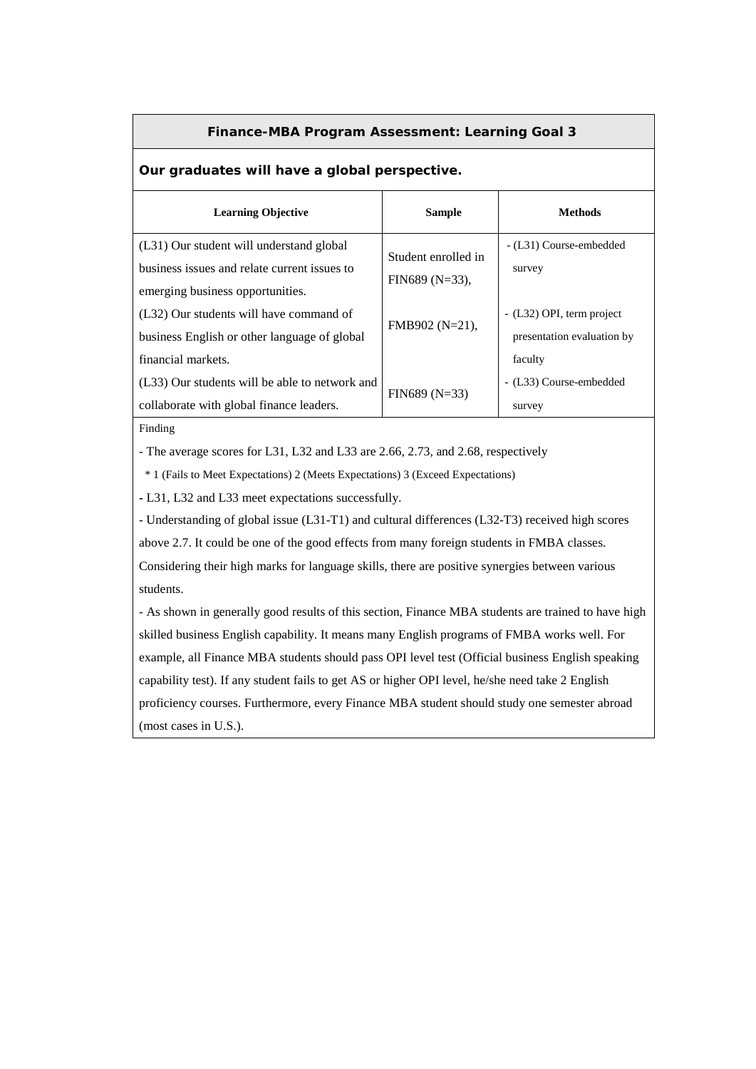## Finance-MBA Program Assessment: Learning Goal 3

### Our graduates will have a global perspective.

| Learning Objective | Sample | Methods |
| --- | --- | --- |
| (L31) Our student will understand global business issues and relate current issues to emerging business opportunities. | Student enrolled in FIN689 (N=33), | - (L31) Course-embedded survey |
| (L32) Our students will have command of business English or other language of global financial markets. | FMB902 (N=21), | - (L32) OPI, term project presentation evaluation by faculty |
| (L33) Our students will be able to network and collaborate with global finance leaders. | FIN689 (N=33) | - (L33) Course-embedded survey |

Finding

- The average scores for L31, L32 and L33 are 2.66, 2.73, and 2.68, respectively

  * 1 (Fails to Meet Expectations) 2 (Meets Expectations) 3 (Exceed Expectations)

- L31, L32 and L33 meet expectations successfully.
- Understanding of global issue (L31-T1) and cultural differences (L32-T3) received high scores above 2.7. It could be one of the good effects from many foreign students in FMBA classes. Considering their high marks for language skills, there are positive synergies between various students.
- As shown in generally good results of this section, Finance MBA students are trained to have high skilled business English capability. It means many English programs of FMBA works well. For example, all Finance MBA students should pass OPI level test (Official business English speaking capability test). If any student fails to get AS or higher OPI level, he/she need take 2 English proficiency courses. Furthermore, every Finance MBA student should study one semester abroad (most cases in U.S.).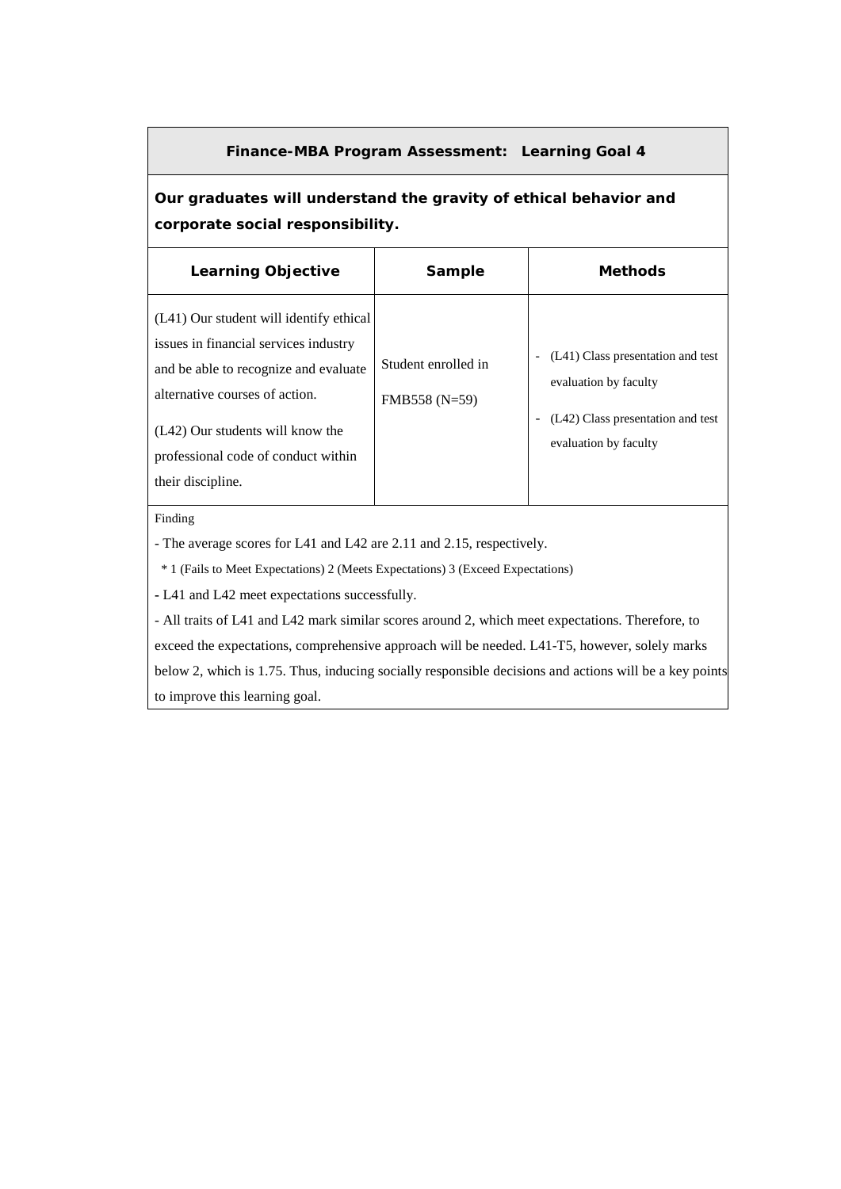## Finance-MBA Program Assessment: Learning Goal 4

**Our graduates will understand the gravity of ethical behavior and corporate social responsibility.**

| Learning Objective | Sample | Methods |
|---|---|---|
| (L41) Our student will identify ethical issues in financial services industry and be able to recognize and evaluate alternative courses of action.<br><br>(L42) Our students will know the professional code of conduct within their discipline. | Student enrolled in FMB558 (N=59) | - (L41) Class presentation and test evaluation by faculty<br>- (L42) Class presentation and test evaluation by faculty |

Finding

- The average scores for L41 and L42 are 2.11 and 2.15, respectively.

  * 1 (Fails to Meet Expectations) 2 (Meets Expectations) 3 (Exceed Expectations)

- L41 and L42 meet expectations successfully.

- All traits of L41 and L42 mark similar scores around 2, which meet expectations. Therefore, to exceed the expectations, comprehensive approach will be needed. L41-T5, however, solely marks below 2, which is 1.75. Thus, inducing socially responsible decisions and actions will be a key points to improve this learning goal.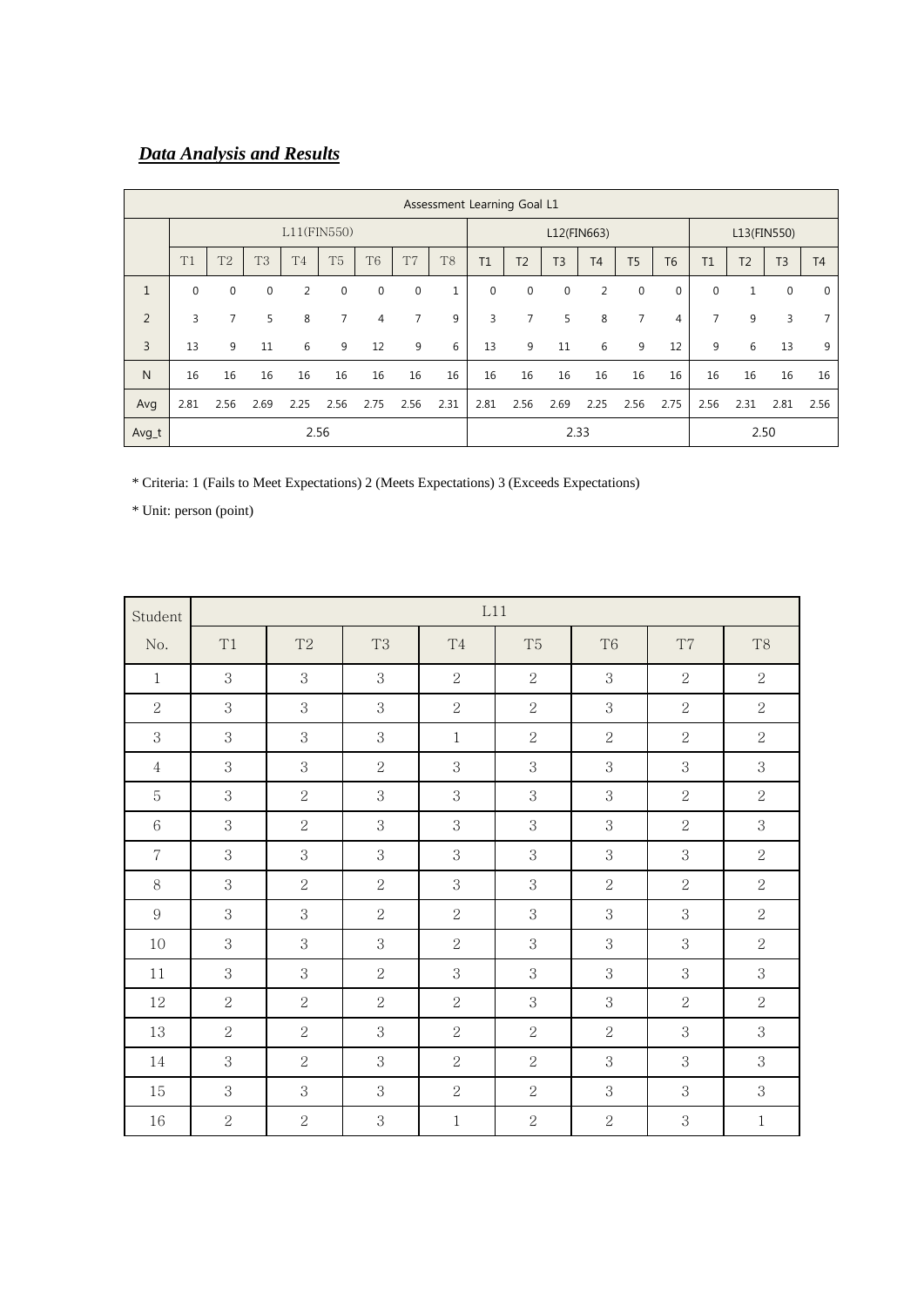## ***Data Analysis and Results***

| | Assessment Learning Goal L1 | | | | | | | | | | | | | | | | | | |
|---|---|---|---|---|---|---|---|---|---|---|---|---|---|---|---|---|---|---|---|
| | L11(FIN550) | | | | | | | | L12(FIN663) | | | | | | L13(FIN550) | | | |
| | T1 | T2 | T3 | T4 | T5 | T6 | T7 | T8 | T1 | T2 | T3 | T4 | T5 | T6 | T1 | T2 | T3 | T4 |
| 1 | 0 | 0 | 0 | 2 | 0 | 0 | 0 | 1 | 0 | 0 | 0 | 2 | 0 | 0 | 0 | 1 | 0 | 0 |
| 2 | 3 | 7 | 5 | 8 | 7 | 4 | 7 | 9 | 3 | 7 | 5 | 8 | 7 | 4 | 7 | 9 | 3 | 7 |
| 3 | 13 | 9 | 11 | 6 | 9 | 12 | 9 | 6 | 13 | 9 | 11 | 6 | 9 | 12 | 9 | 6 | 13 | 9 |
| N | 16 | 16 | 16 | 16 | 16 | 16 | 16 | 16 | 16 | 16 | 16 | 16 | 16 | 16 | 16 | 16 | 16 | 16 |
| Avg | 2.81 | 2.56 | 2.69 | 2.25 | 2.56 | 2.75 | 2.56 | 2.31 | 2.81 | 2.56 | 2.69 | 2.25 | 2.56 | 2.75 | 2.56 | 2.31 | 2.81 | 2.56 |
| Avg_t | 2.56 | | | | | | | | 2.33 | | | | | | 2.50 | | | |

\* Criteria: 1 (Fails to Meet Expectations) 2 (Meets Expectations) 3 (Exceeds Expectations)

\* Unit: person (point)

| Student No. | L11 | | | | | | | |
|---|---|---|---|---|---|---|---|---|
| | T1 | T2 | T3 | T4 | T5 | T6 | T7 | T8 |
| 1 | 3 | 3 | 3 | 2 | 2 | 3 | 2 | 2 |
| 2 | 3 | 3 | 3 | 2 | 2 | 3 | 2 | 2 |
| 3 | 3 | 3 | 3 | 1 | 2 | 2 | 2 | 2 |
| 4 | 3 | 3 | 2 | 3 | 3 | 3 | 3 | 3 |
| 5 | 3 | 2 | 3 | 3 | 3 | 3 | 2 | 2 |
| 6 | 3 | 2 | 3 | 3 | 3 | 3 | 2 | 3 |
| 7 | 3 | 3 | 3 | 3 | 3 | 3 | 3 | 2 |
| 8 | 3 | 2 | 2 | 3 | 3 | 2 | 2 | 2 |
| 9 | 3 | 3 | 2 | 2 | 3 | 3 | 3 | 2 |
| 10 | 3 | 3 | 3 | 2 | 3 | 3 | 3 | 2 |
| 11 | 3 | 3 | 2 | 3 | 3 | 3 | 3 | 3 |
| 12 | 2 | 2 | 2 | 2 | 3 | 3 | 2 | 2 |
| 13 | 2 | 2 | 3 | 2 | 2 | 2 | 3 | 3 |
| 14 | 3 | 2 | 3 | 2 | 2 | 3 | 3 | 3 |
| 15 | 3 | 3 | 3 | 2 | 2 | 3 | 3 | 3 |
| 16 | 2 | 2 | 3 | 1 | 2 | 2 | 3 | 1 |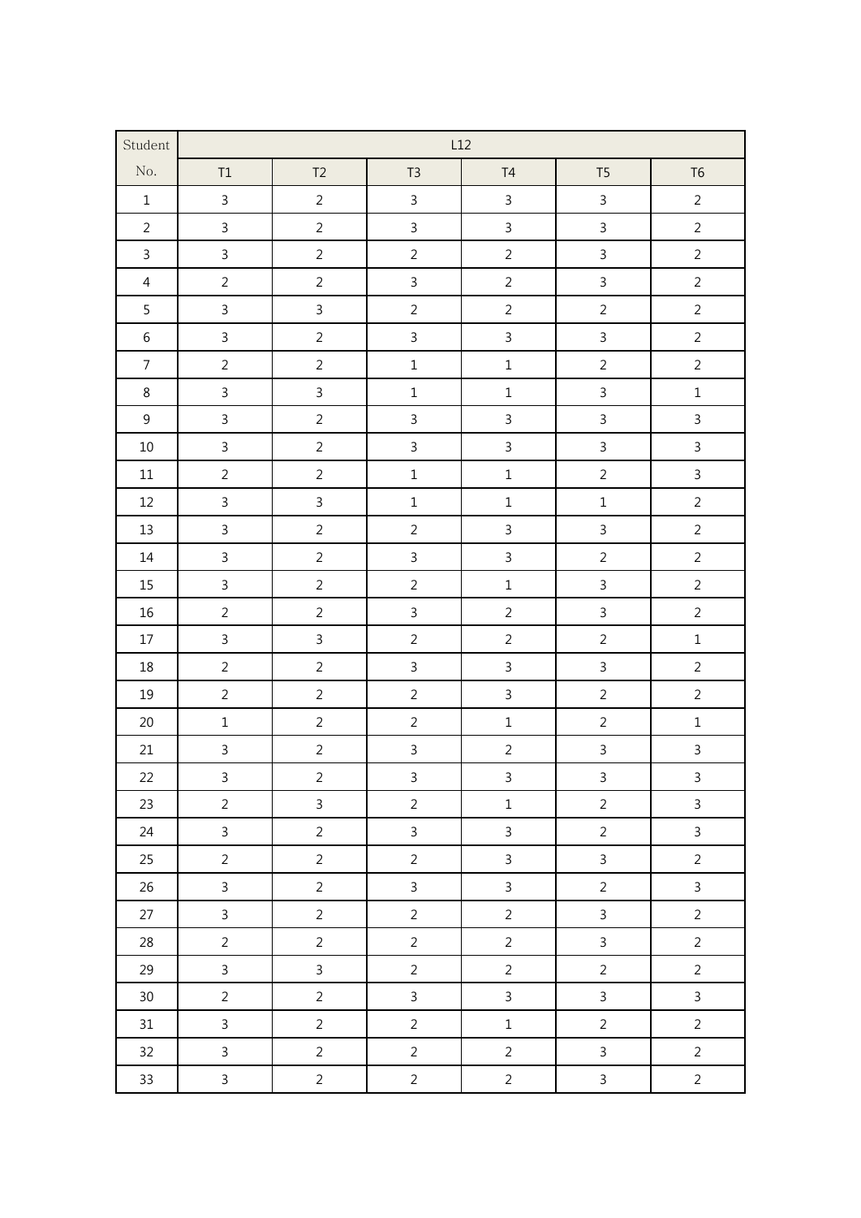| Student No. | L12 | | | | | |
|---|---|---|---|---|---|---|
| | T1 | T2 | T3 | T4 | T5 | T6 |
| 1 | 3 | 2 | 3 | 3 | 3 | 2 |
| 2 | 3 | 2 | 3 | 3 | 3 | 2 |
| 3 | 3 | 2 | 2 | 2 | 3 | 2 |
| 4 | 2 | 2 | 3 | 2 | 3 | 2 |
| 5 | 3 | 3 | 2 | 2 | 2 | 2 |
| 6 | 3 | 2 | 3 | 3 | 3 | 2 |
| 7 | 2 | 2 | 1 | 1 | 2 | 2 |
| 8 | 3 | 3 | 1 | 1 | 3 | 1 |
| 9 | 3 | 2 | 3 | 3 | 3 | 3 |
| 10 | 3 | 2 | 3 | 3 | 3 | 3 |
| 11 | 2 | 2 | 1 | 1 | 2 | 3 |
| 12 | 3 | 3 | 1 | 1 | 1 | 2 |
| 13 | 3 | 2 | 2 | 3 | 3 | 2 |
| 14 | 3 | 2 | 3 | 3 | 2 | 2 |
| 15 | 3 | 2 | 2 | 1 | 3 | 2 |
| 16 | 2 | 2 | 3 | 2 | 3 | 2 |
| 17 | 3 | 3 | 2 | 2 | 2 | 1 |
| 18 | 2 | 2 | 3 | 3 | 3 | 2 |
| 19 | 2 | 2 | 2 | 3 | 2 | 2 |
| 20 | 1 | 2 | 2 | 1 | 2 | 1 |
| 21 | 3 | 2 | 3 | 2 | 3 | 3 |
| 22 | 3 | 2 | 3 | 3 | 3 | 3 |
| 23 | 2 | 3 | 2 | 1 | 2 | 3 |
| 24 | 3 | 2 | 3 | 3 | 2 | 3 |
| 25 | 2 | 2 | 2 | 3 | 3 | 2 |
| 26 | 3 | 2 | 3 | 3 | 2 | 3 |
| 27 | 3 | 2 | 2 | 2 | 3 | 2 |
| 28 | 2 | 2 | 2 | 2 | 3 | 2 |
| 29 | 3 | 3 | 2 | 2 | 2 | 2 |
| 30 | 2 | 2 | 3 | 3 | 3 | 3 |
| 31 | 3 | 2 | 2 | 1 | 2 | 2 |
| 32 | 3 | 2 | 2 | 2 | 3 | 2 |
| 33 | 3 | 2 | 2 | 2 | 3 | 2 |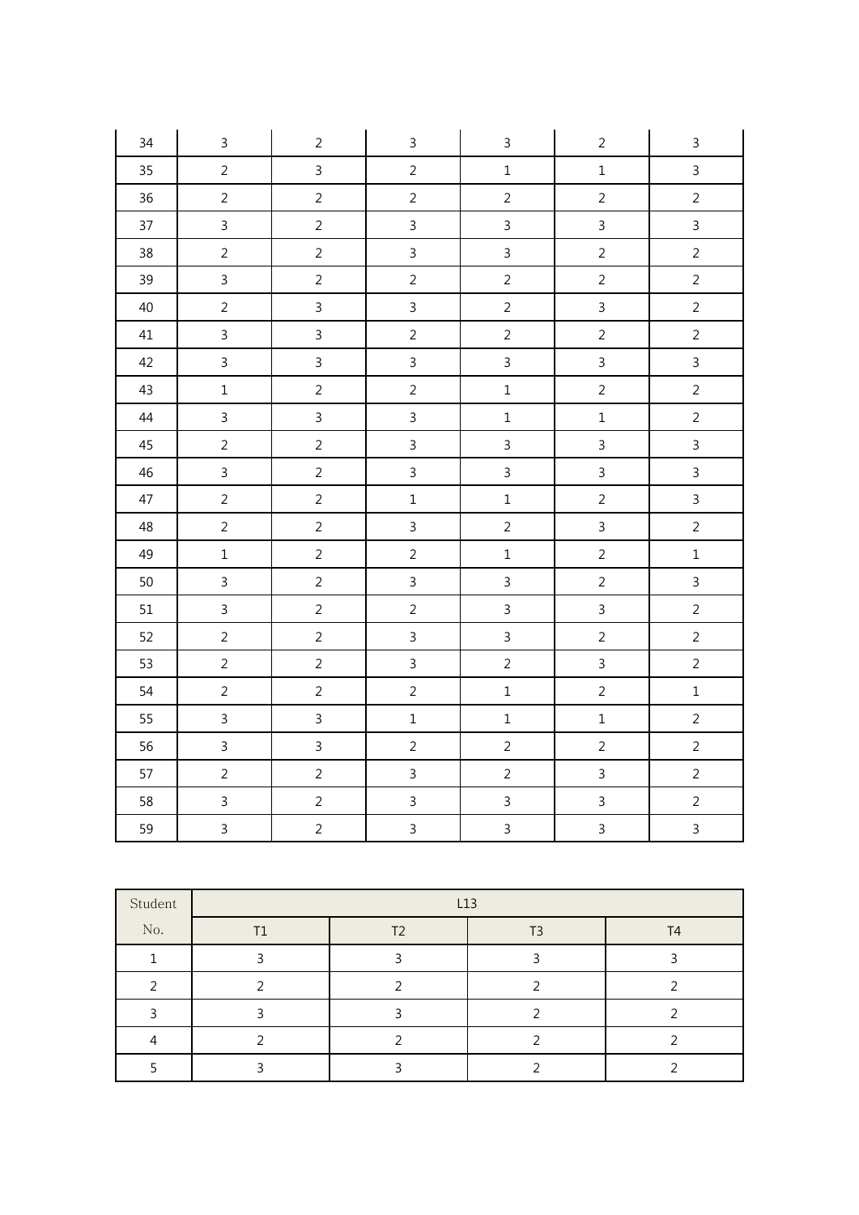| | | | | | | |
|---|---|---|---|---|---|---|
| 34 | 3 | 2 | 3 | 3 | 2 | 3 |
| 35 | 2 | 3 | 2 | 1 | 1 | 3 |
| 36 | 2 | 2 | 2 | 2 | 2 | 2 |
| 37 | 3 | 2 | 3 | 3 | 3 | 3 |
| 38 | 2 | 2 | 3 | 3 | 2 | 2 |
| 39 | 3 | 2 | 2 | 2 | 2 | 2 |
| 40 | 2 | 3 | 3 | 2 | 3 | 2 |
| 41 | 3 | 3 | 2 | 2 | 2 | 2 |
| 42 | 3 | 3 | 3 | 3 | 3 | 3 |
| 43 | 1 | 2 | 2 | 1 | 2 | 2 |
| 44 | 3 | 3 | 3 | 1 | 1 | 2 |
| 45 | 2 | 2 | 3 | 3 | 3 | 3 |
| 46 | 3 | 2 | 3 | 3 | 3 | 3 |
| 47 | 2 | 2 | 1 | 1 | 2 | 3 |
| 48 | 2 | 2 | 3 | 2 | 3 | 2 |
| 49 | 1 | 2 | 2 | 1 | 2 | 1 |
| 50 | 3 | 2 | 3 | 3 | 2 | 3 |
| 51 | 3 | 2 | 2 | 3 | 3 | 2 |
| 52 | 2 | 2 | 3 | 3 | 2 | 2 |
| 53 | 2 | 2 | 3 | 2 | 3 | 2 |
| 54 | 2 | 2 | 2 | 1 | 2 | 1 |
| 55 | 3 | 3 | 1 | 1 | 1 | 2 |
| 56 | 3 | 3 | 2 | 2 | 2 | 2 |
| 57 | 2 | 2 | 3 | 2 | 3 | 2 |
| 58 | 3 | 2 | 3 | 3 | 3 | 2 |
| 59 | 3 | 2 | 3 | 3 | 3 | 3 |

| Student No. | L13 | | | |
|---|---|---|---|---|
| | T1 | T2 | T3 | T4 |
| 1 | 3 | 3 | 3 | 3 |
| 2 | 2 | 2 | 2 | 2 |
| 3 | 3 | 3 | 2 | 2 |
| 4 | 2 | 2 | 2 | 2 |
| 5 | 3 | 3 | 2 | 2 |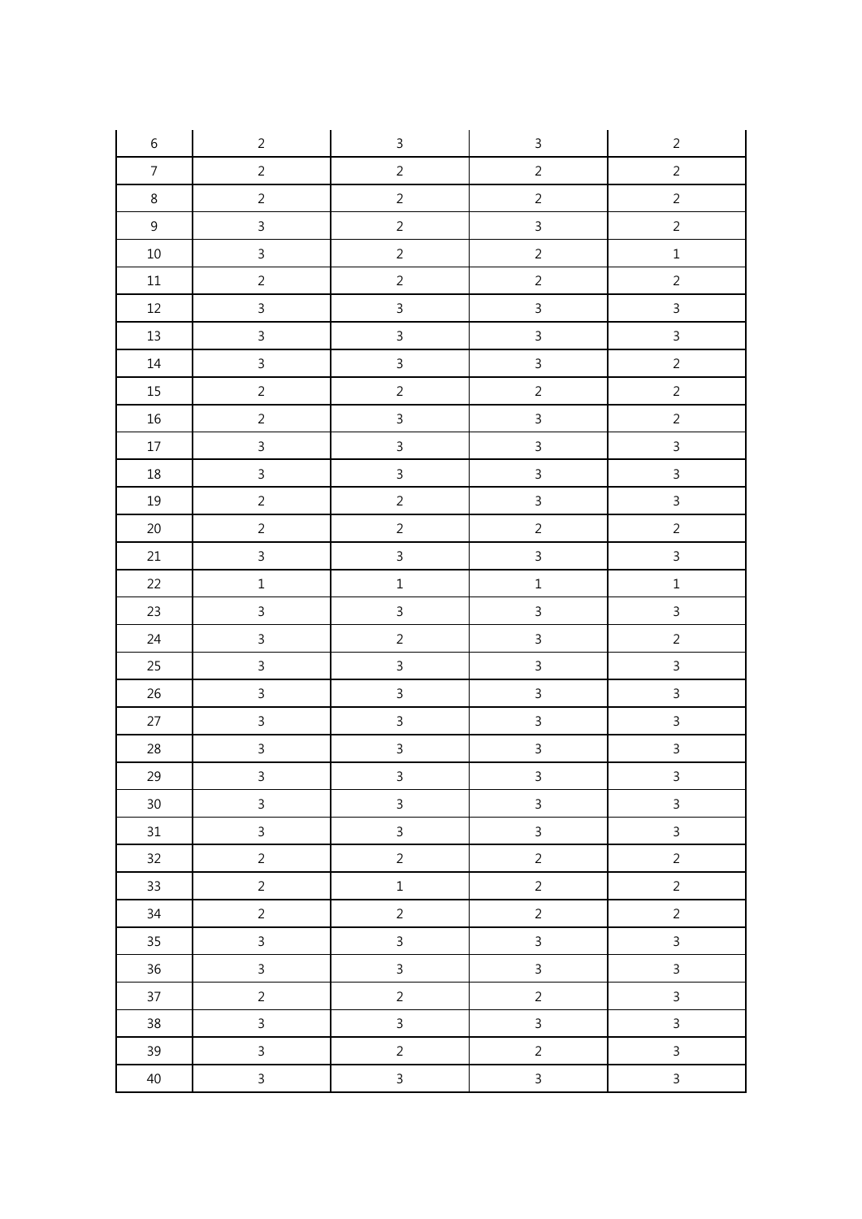| 6 | 2 | 3 | 3 | 2 |
|---|---|---|---|---|
| 7 | 2 | 2 | 2 | 2 |
| 8 | 2 | 2 | 2 | 2 |
| 9 | 3 | 2 | 3 | 2 |
| 10 | 3 | 2 | 2 | 1 |
| 11 | 2 | 2 | 2 | 2 |
| 12 | 3 | 3 | 3 | 3 |
| 13 | 3 | 3 | 3 | 3 |
| 14 | 3 | 3 | 3 | 2 |
| 15 | 2 | 2 | 2 | 2 |
| 16 | 2 | 3 | 3 | 2 |
| 17 | 3 | 3 | 3 | 3 |
| 18 | 3 | 3 | 3 | 3 |
| 19 | 2 | 2 | 3 | 3 |
| 20 | 2 | 2 | 2 | 2 |
| 21 | 3 | 3 | 3 | 3 |
| 22 | 1 | 1 | 1 | 1 |
| 23 | 3 | 3 | 3 | 3 |
| 24 | 3 | 2 | 3 | 2 |
| 25 | 3 | 3 | 3 | 3 |
| 26 | 3 | 3 | 3 | 3 |
| 27 | 3 | 3 | 3 | 3 |
| 28 | 3 | 3 | 3 | 3 |
| 29 | 3 | 3 | 3 | 3 |
| 30 | 3 | 3 | 3 | 3 |
| 31 | 3 | 3 | 3 | 3 |
| 32 | 2 | 2 | 2 | 2 |
| 33 | 2 | 1 | 2 | 2 |
| 34 | 2 | 2 | 2 | 2 |
| 35 | 3 | 3 | 3 | 3 |
| 36 | 3 | 3 | 3 | 3 |
| 37 | 2 | 2 | 2 | 3 |
| 38 | 3 | 3 | 3 | 3 |
| 39 | 3 | 2 | 2 | 3 |
| 40 | 3 | 3 | 3 | 3 |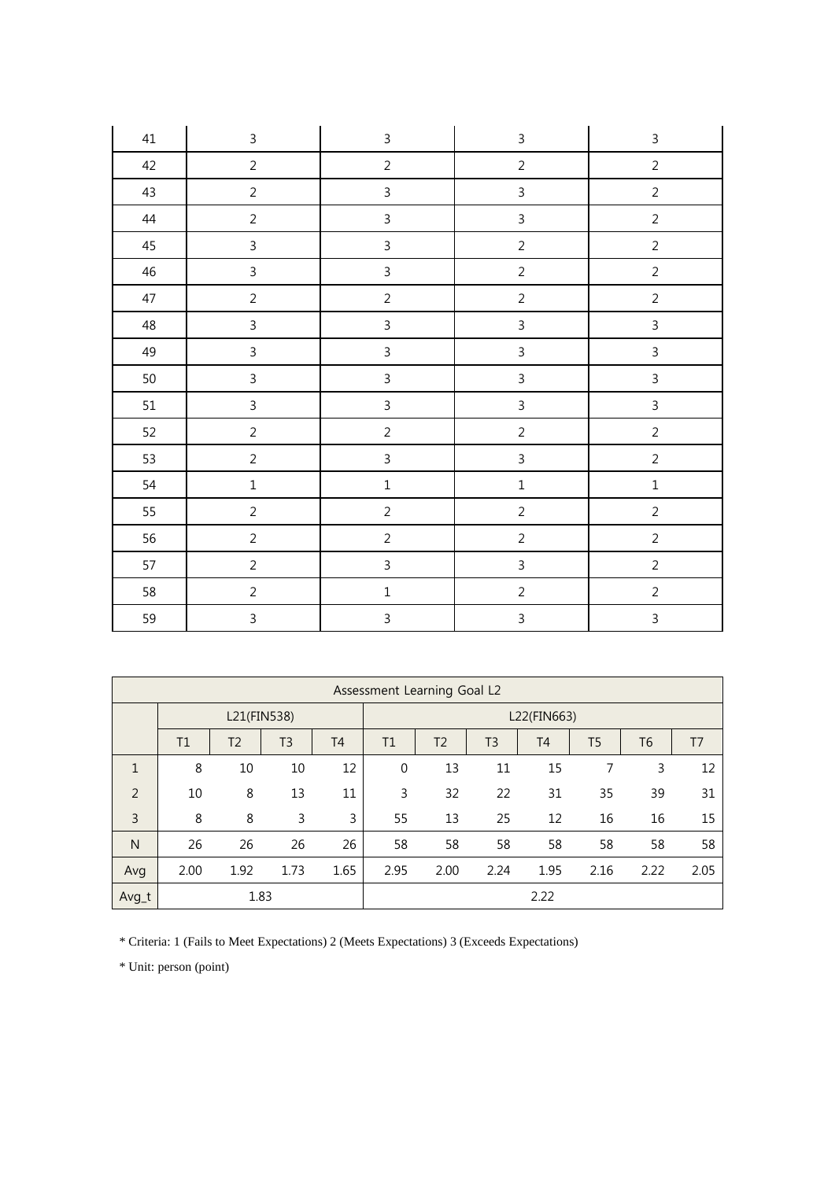| 41 | 3 | 3 | 3 | 3 |
|---|---|---|---|---|
| 42 | 2 | 2 | 2 | 2 |
| 43 | 2 | 3 | 3 | 2 |
| 44 | 2 | 3 | 3 | 2 |
| 45 | 3 | 3 | 2 | 2 |
| 46 | 3 | 3 | 2 | 2 |
| 47 | 2 | 2 | 2 | 2 |
| 48 | 3 | 3 | 3 | 3 |
| 49 | 3 | 3 | 3 | 3 |
| 50 | 3 | 3 | 3 | 3 |
| 51 | 3 | 3 | 3 | 3 |
| 52 | 2 | 2 | 2 | 2 |
| 53 | 2 | 3 | 3 | 2 |
| 54 | 1 | 1 | 1 | 1 |
| 55 | 2 | 2 | 2 | 2 |
| 56 | 2 | 2 | 2 | 2 |
| 57 | 2 | 3 | 3 | 2 |
| 58 | 2 | 1 | 2 | 2 |
| 59 | 3 | 3 | 3 | 3 |

| Assessment Learning Goal L2 | | | | | | | | | | | |
|---|---|---|---|---|---|---|---|---|---|---|---|
| | L21(FIN538) | | | | L22(FIN663) | | | | | | |
| | T1 | T2 | T3 | T4 | T1 | T2 | T3 | T4 | T5 | T6 | T7 |
| 1 | 8 | 10 | 10 | 12 | 0 | 13 | 11 | 15 | 7 | 3 | 12 |
| 2 | 10 | 8 | 13 | 11 | 3 | 32 | 22 | 31 | 35 | 39 | 31 |
| 3 | 8 | 8 | 3 | 3 | 55 | 13 | 25 | 12 | 16 | 16 | 15 |
| N | 26 | 26 | 26 | 26 | 58 | 58 | 58 | 58 | 58 | 58 | 58 |
| Avg | 2.00 | 1.92 | 1.73 | 1.65 | 2.95 | 2.00 | 2.24 | 1.95 | 2.16 | 2.22 | 2.05 |
| Avg_t | 1.83 | | | | 2.22 | | | | | | |

* Criteria: 1 (Fails to Meet Expectations) 2 (Meets Expectations) 3 (Exceeds Expectations)

* Unit: person (point)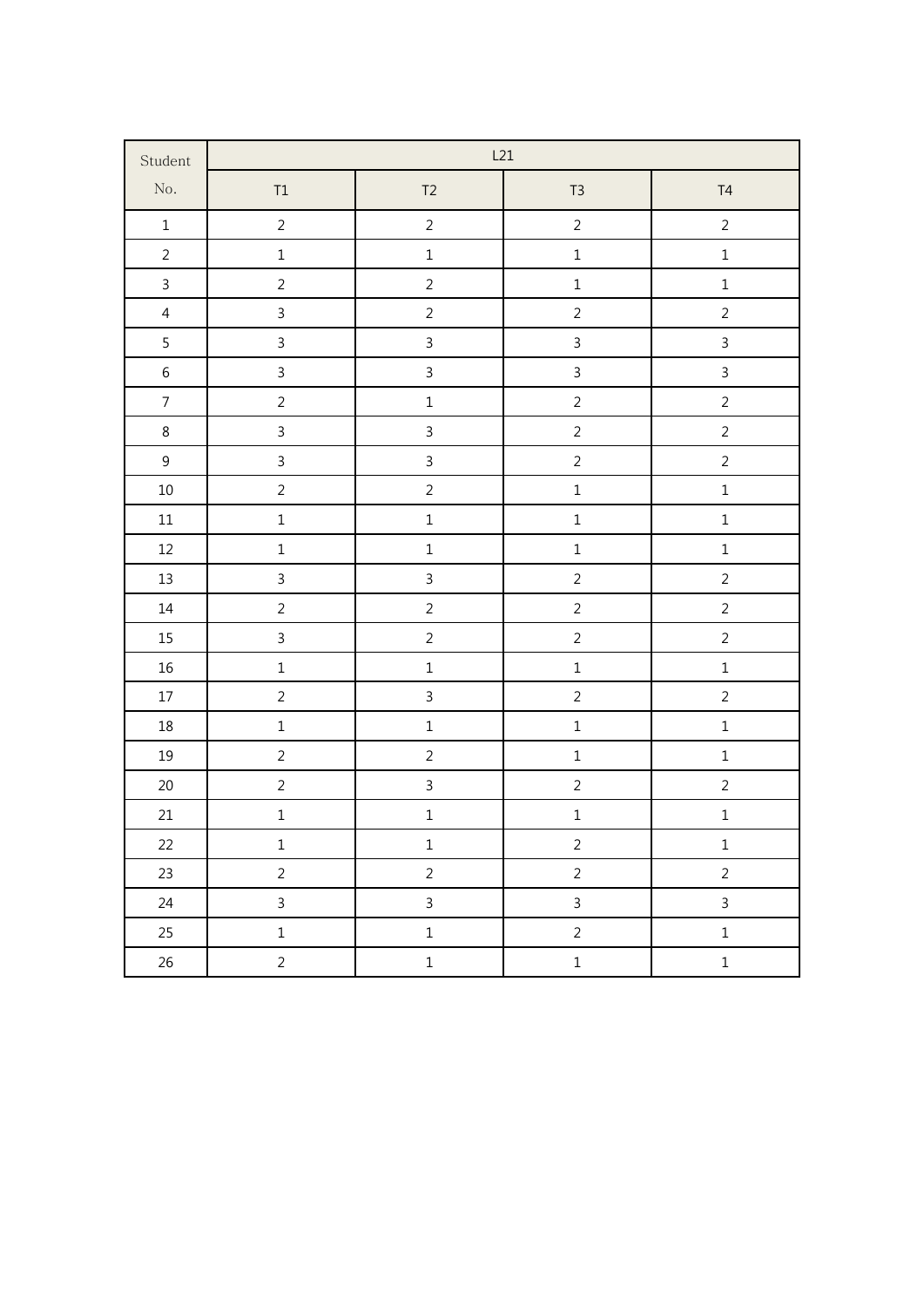| Student No. | L21 | | | |
|---|---|---|---|---|
| | T1 | T2 | T3 | T4 |
| 1 | 2 | 2 | 2 | 2 |
| 2 | 1 | 1 | 1 | 1 |
| 3 | 2 | 2 | 1 | 1 |
| 4 | 3 | 2 | 2 | 2 |
| 5 | 3 | 3 | 3 | 3 |
| 6 | 3 | 3 | 3 | 3 |
| 7 | 2 | 1 | 2 | 2 |
| 8 | 3 | 3 | 2 | 2 |
| 9 | 3 | 3 | 2 | 2 |
| 10 | 2 | 2 | 1 | 1 |
| 11 | 1 | 1 | 1 | 1 |
| 12 | 1 | 1 | 1 | 1 |
| 13 | 3 | 3 | 2 | 2 |
| 14 | 2 | 2 | 2 | 2 |
| 15 | 3 | 2 | 2 | 2 |
| 16 | 1 | 1 | 1 | 1 |
| 17 | 2 | 3 | 2 | 2 |
| 18 | 1 | 1 | 1 | 1 |
| 19 | 2 | 2 | 1 | 1 |
| 20 | 2 | 3 | 2 | 2 |
| 21 | 1 | 1 | 1 | 1 |
| 22 | 1 | 1 | 2 | 1 |
| 23 | 2 | 2 | 2 | 2 |
| 24 | 3 | 3 | 3 | 3 |
| 25 | 1 | 1 | 2 | 1 |
| 26 | 2 | 1 | 1 | 1 |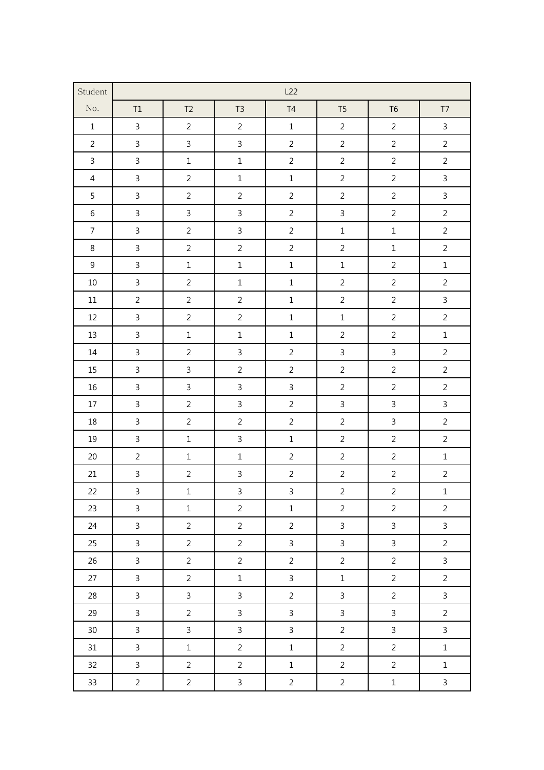| Student No. | L22 | | | | | | |
|---|---|---|---|---|---|---|---|
| | T1 | T2 | T3 | T4 | T5 | T6 | T7 |
| 1 | 3 | 2 | 2 | 1 | 2 | 2 | 3 |
| 2 | 3 | 3 | 3 | 2 | 2 | 2 | 2 |
| 3 | 3 | 1 | 1 | 2 | 2 | 2 | 2 |
| 4 | 3 | 2 | 1 | 1 | 2 | 2 | 3 |
| 5 | 3 | 2 | 2 | 2 | 2 | 2 | 3 |
| 6 | 3 | 3 | 3 | 2 | 3 | 2 | 2 |
| 7 | 3 | 2 | 3 | 2 | 1 | 1 | 2 |
| 8 | 3 | 2 | 2 | 2 | 2 | 1 | 2 |
| 9 | 3 | 1 | 1 | 1 | 1 | 2 | 1 |
| 10 | 3 | 2 | 1 | 1 | 2 | 2 | 2 |
| 11 | 2 | 2 | 2 | 1 | 2 | 2 | 3 |
| 12 | 3 | 2 | 2 | 1 | 1 | 2 | 2 |
| 13 | 3 | 1 | 1 | 1 | 2 | 2 | 1 |
| 14 | 3 | 2 | 3 | 2 | 3 | 3 | 2 |
| 15 | 3 | 3 | 2 | 2 | 2 | 2 | 2 |
| 16 | 3 | 3 | 3 | 3 | 2 | 2 | 2 |
| 17 | 3 | 2 | 3 | 2 | 3 | 3 | 3 |
| 18 | 3 | 2 | 2 | 2 | 2 | 3 | 2 |
| 19 | 3 | 1 | 3 | 1 | 2 | 2 | 2 |
| 20 | 2 | 1 | 1 | 2 | 2 | 2 | 1 |
| 21 | 3 | 2 | 3 | 2 | 2 | 2 | 2 |
| 22 | 3 | 1 | 3 | 3 | 2 | 2 | 1 |
| 23 | 3 | 1 | 2 | 1 | 2 | 2 | 2 |
| 24 | 3 | 2 | 2 | 2 | 3 | 3 | 3 |
| 25 | 3 | 2 | 2 | 3 | 3 | 3 | 2 |
| 26 | 3 | 2 | 2 | 2 | 2 | 2 | 3 |
| 27 | 3 | 2 | 1 | 3 | 1 | 2 | 2 |
| 28 | 3 | 3 | 3 | 2 | 3 | 2 | 3 |
| 29 | 3 | 2 | 3 | 3 | 3 | 3 | 2 |
| 30 | 3 | 3 | 3 | 3 | 2 | 3 | 3 |
| 31 | 3 | 1 | 2 | 1 | 2 | 2 | 1 |
| 32 | 3 | 2 | 2 | 1 | 2 | 2 | 1 |
| 33 | 2 | 2 | 3 | 2 | 2 | 1 | 3 |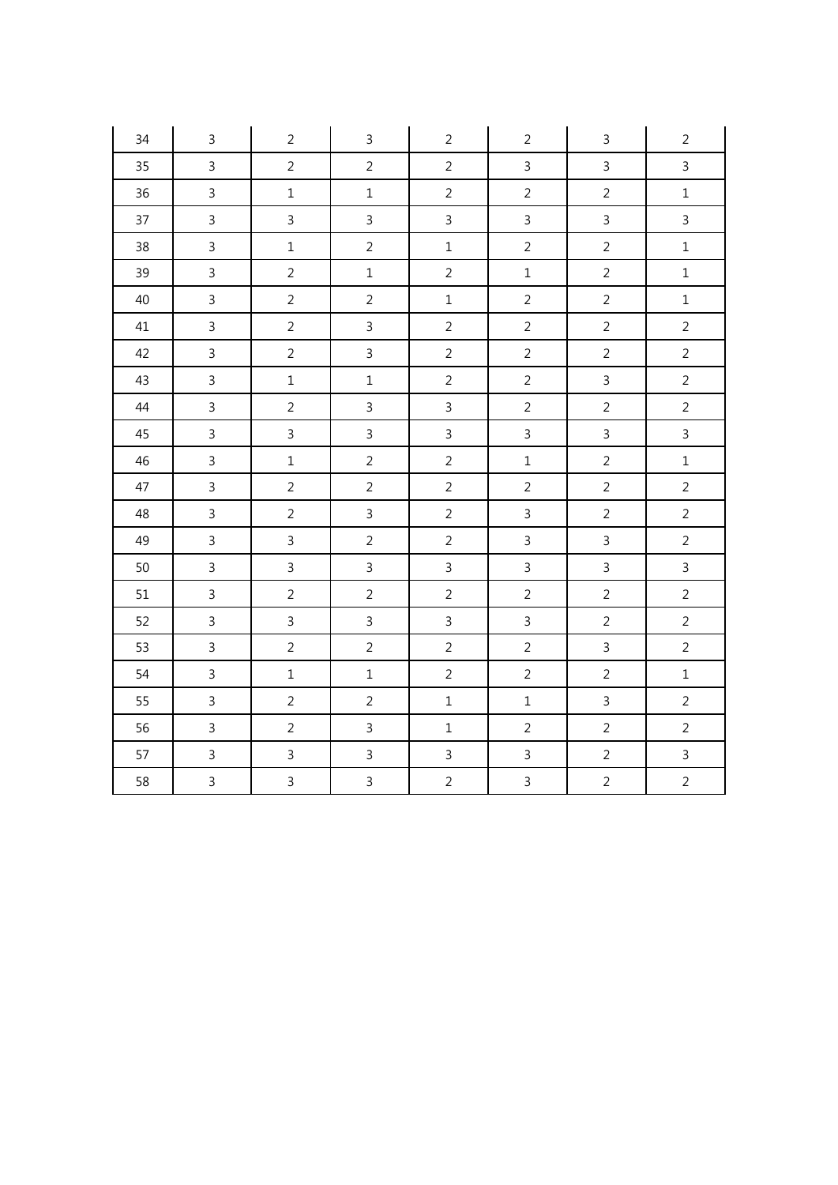| 34 | 3 | 2 | 3 | 2 | 2 | 3 | 2 |
|---|---|---|---|---|---|---|---|
| 35 | 3 | 2 | 2 | 2 | 3 | 3 | 3 |
| 36 | 3 | 1 | 1 | 2 | 2 | 2 | 1 |
| 37 | 3 | 3 | 3 | 3 | 3 | 3 | 3 |
| 38 | 3 | 1 | 2 | 1 | 2 | 2 | 1 |
| 39 | 3 | 2 | 1 | 2 | 1 | 2 | 1 |
| 40 | 3 | 2 | 2 | 1 | 2 | 2 | 1 |
| 41 | 3 | 2 | 3 | 2 | 2 | 2 | 2 |
| 42 | 3 | 2 | 3 | 2 | 2 | 2 | 2 |
| 43 | 3 | 1 | 1 | 2 | 2 | 3 | 2 |
| 44 | 3 | 2 | 3 | 3 | 2 | 2 | 2 |
| 45 | 3 | 3 | 3 | 3 | 3 | 3 | 3 |
| 46 | 3 | 1 | 2 | 2 | 1 | 2 | 1 |
| 47 | 3 | 2 | 2 | 2 | 2 | 2 | 2 |
| 48 | 3 | 2 | 3 | 2 | 3 | 2 | 2 |
| 49 | 3 | 3 | 2 | 2 | 3 | 3 | 2 |
| 50 | 3 | 3 | 3 | 3 | 3 | 3 | 3 |
| 51 | 3 | 2 | 2 | 2 | 2 | 2 | 2 |
| 52 | 3 | 3 | 3 | 3 | 3 | 2 | 2 |
| 53 | 3 | 2 | 2 | 2 | 2 | 3 | 2 |
| 54 | 3 | 1 | 1 | 2 | 2 | 2 | 1 |
| 55 | 3 | 2 | 2 | 1 | 1 | 3 | 2 |
| 56 | 3 | 2 | 3 | 1 | 2 | 2 | 2 |
| 57 | 3 | 3 | 3 | 3 | 3 | 2 | 3 |
| 58 | 3 | 3 | 3 | 2 | 3 | 2 | 2 |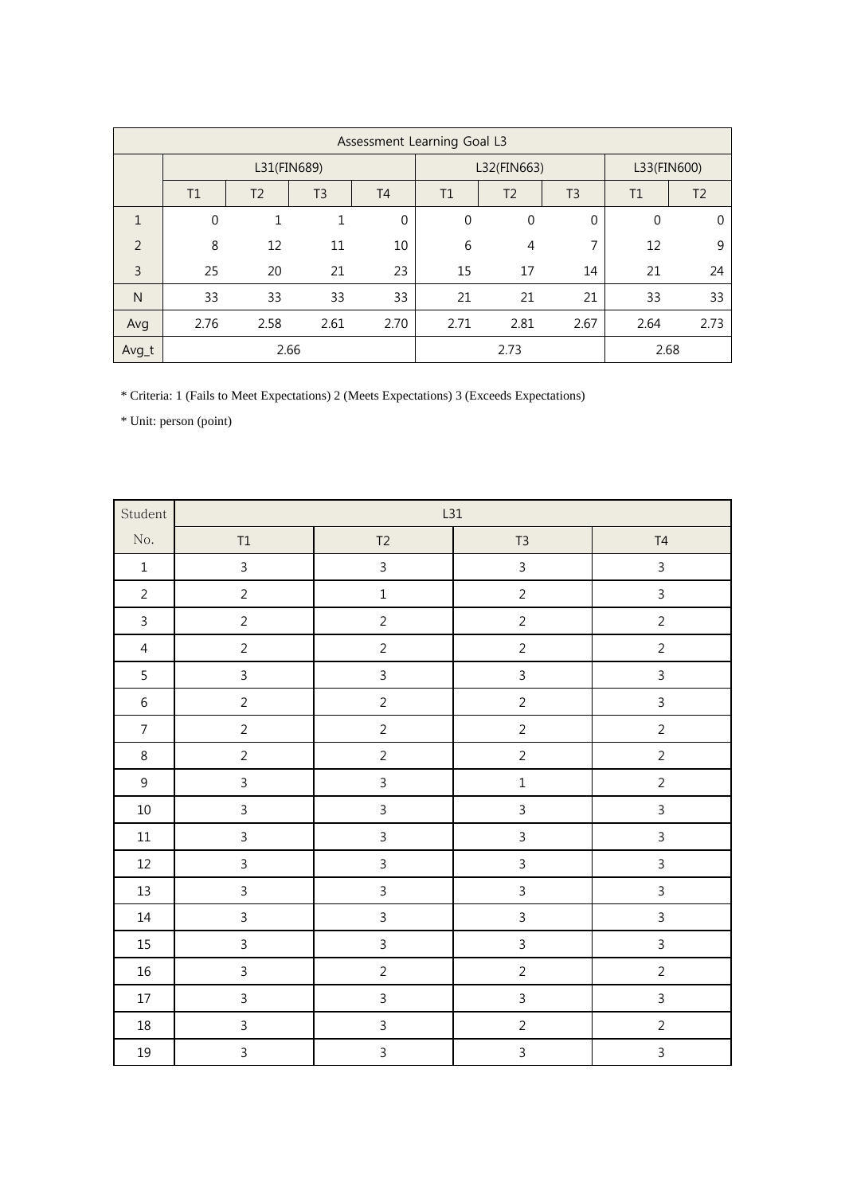| Assessment Learning Goal L3 | | | | | | | | | |
|---|---|---|---|---|---|---|---|---|---|
| | L31(FIN689) | | | | L32(FIN663) | | | L33(FIN600) | |
| | T1 | T2 | T3 | T4 | T1 | T2 | T3 | T1 | T2 |
| 1 | 0 | 1 | 1 | 0 | 0 | 0 | 0 | 0 | 0 |
| 2 | 8 | 12 | 11 | 10 | 6 | 4 | 7 | 12 | 9 |
| 3 | 25 | 20 | 21 | 23 | 15 | 17 | 14 | 21 | 24 |
| N | 33 | 33 | 33 | 33 | 21 | 21 | 21 | 33 | 33 |
| Avg | 2.76 | 2.58 | 2.61 | 2.70 | 2.71 | 2.81 | 2.67 | 2.64 | 2.73 |
| Avg_t | 2.66 | | | | 2.73 | | | 2.68 | |

* Criteria: 1 (Fails to Meet Expectations) 2 (Meets Expectations) 3 (Exceeds Expectations)

* Unit: person (point)

| Student No. | L31 | | | |
|---|---|---|---|---|
| | T1 | T2 | T3 | T4 |
| 1 | 3 | 3 | 3 | 3 |
| 2 | 2 | 1 | 2 | 3 |
| 3 | 2 | 2 | 2 | 2 |
| 4 | 2 | 2 | 2 | 2 |
| 5 | 3 | 3 | 3 | 3 |
| 6 | 2 | 2 | 2 | 3 |
| 7 | 2 | 2 | 2 | 2 |
| 8 | 2 | 2 | 2 | 2 |
| 9 | 3 | 3 | 1 | 2 |
| 10 | 3 | 3 | 3 | 3 |
| 11 | 3 | 3 | 3 | 3 |
| 12 | 3 | 3 | 3 | 3 |
| 13 | 3 | 3 | 3 | 3 |
| 14 | 3 | 3 | 3 | 3 |
| 15 | 3 | 3 | 3 | 3 |
| 16 | 3 | 2 | 2 | 2 |
| 17 | 3 | 3 | 3 | 3 |
| 18 | 3 | 3 | 2 | 2 |
| 19 | 3 | 3 | 3 | 3 |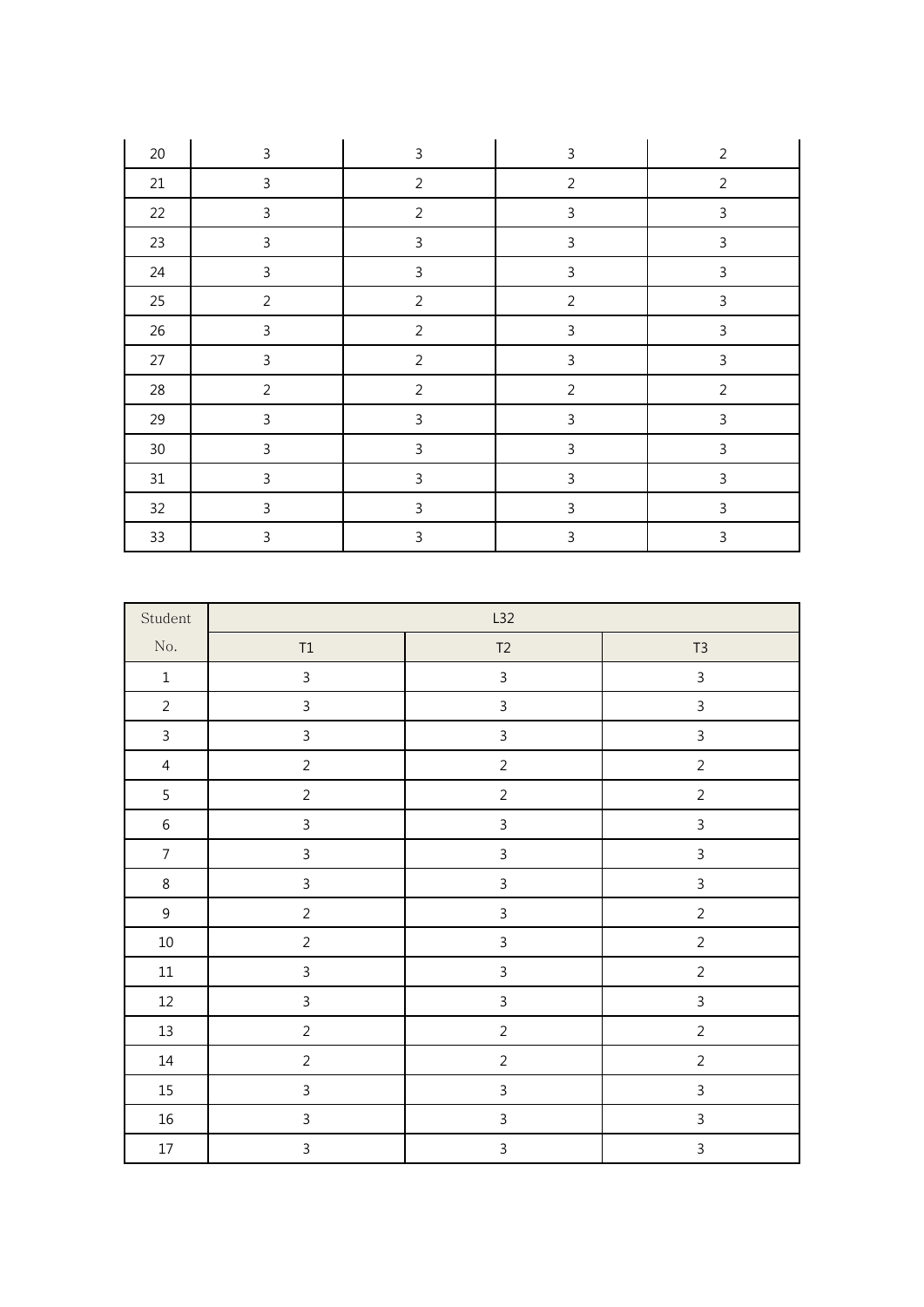| | | | | |
|---|---|---|---|---|
| 20 | 3 | 3 | 3 | 2 |
| 21 | 3 | 2 | 2 | 2 |
| 22 | 3 | 2 | 3 | 3 |
| 23 | 3 | 3 | 3 | 3 |
| 24 | 3 | 3 | 3 | 3 |
| 25 | 2 | 2 | 2 | 3 |
| 26 | 3 | 2 | 3 | 3 |
| 27 | 3 | 2 | 3 | 3 |
| 28 | 2 | 2 | 2 | 2 |
| 29 | 3 | 3 | 3 | 3 |
| 30 | 3 | 3 | 3 | 3 |
| 31 | 3 | 3 | 3 | 3 |
| 32 | 3 | 3 | 3 | 3 |
| 33 | 3 | 3 | 3 | 3 |

| Student | L32 | | |
|---|---|---|---|
| No. | T1 | T2 | T3 |
| 1 | 3 | 3 | 3 |
| 2 | 3 | 3 | 3 |
| 3 | 3 | 3 | 3 |
| 4 | 2 | 2 | 2 |
| 5 | 2 | 2 | 2 |
| 6 | 3 | 3 | 3 |
| 7 | 3 | 3 | 3 |
| 8 | 3 | 3 | 3 |
| 9 | 2 | 3 | 2 |
| 10 | 2 | 3 | 2 |
| 11 | 3 | 3 | 2 |
| 12 | 3 | 3 | 3 |
| 13 | 2 | 2 | 2 |
| 14 | 2 | 2 | 2 |
| 15 | 3 | 3 | 3 |
| 16 | 3 | 3 | 3 |
| 17 | 3 | 3 | 3 |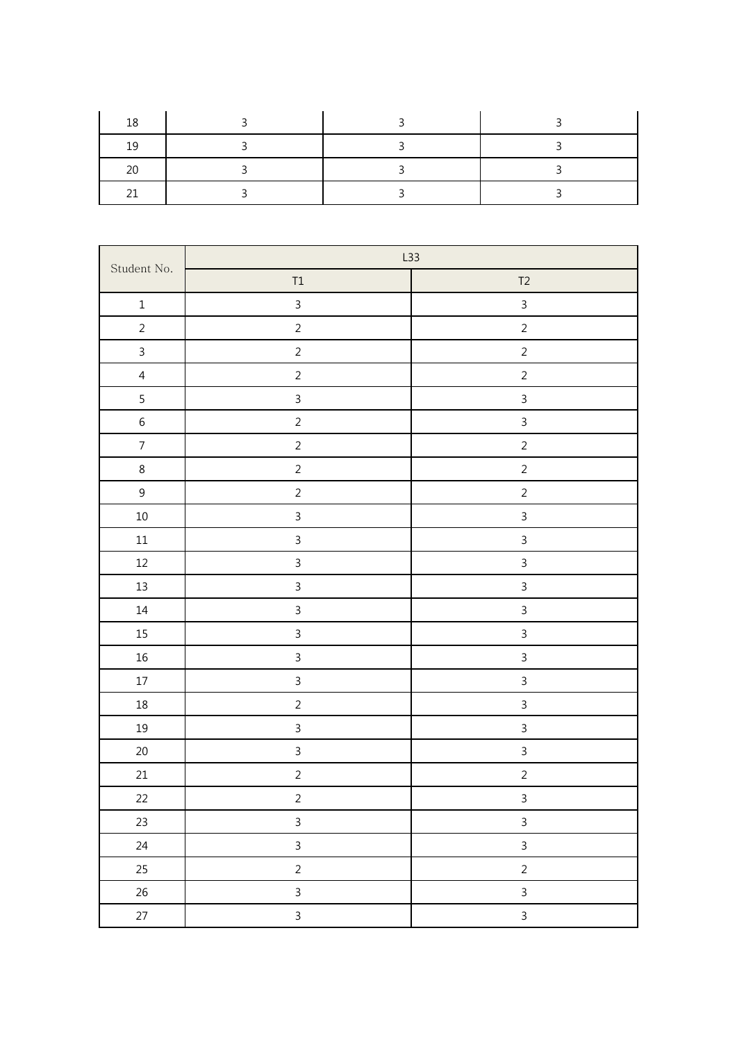| 18 | 3 | 3 | 3 |
|---|---|---|---|
| 19 | 3 | 3 | 3 |
| 20 | 3 | 3 | 3 |
| 21 | 3 | 3 | 3 |

| Student No. | L33 | |
|---|---|---|
| | T1 | T2 |
| 1 | 3 | 3 |
| 2 | 2 | 2 |
| 3 | 2 | 2 |
| 4 | 2 | 2 |
| 5 | 3 | 3 |
| 6 | 2 | 3 |
| 7 | 2 | 2 |
| 8 | 2 | 2 |
| 9 | 2 | 2 |
| 10 | 3 | 3 |
| 11 | 3 | 3 |
| 12 | 3 | 3 |
| 13 | 3 | 3 |
| 14 | 3 | 3 |
| 15 | 3 | 3 |
| 16 | 3 | 3 |
| 17 | 3 | 3 |
| 18 | 2 | 3 |
| 19 | 3 | 3 |
| 20 | 3 | 3 |
| 21 | 2 | 2 |
| 22 | 2 | 3 |
| 23 | 3 | 3 |
| 24 | 3 | 3 |
| 25 | 2 | 2 |
| 26 | 3 | 3 |
| 27 | 3 | 3 |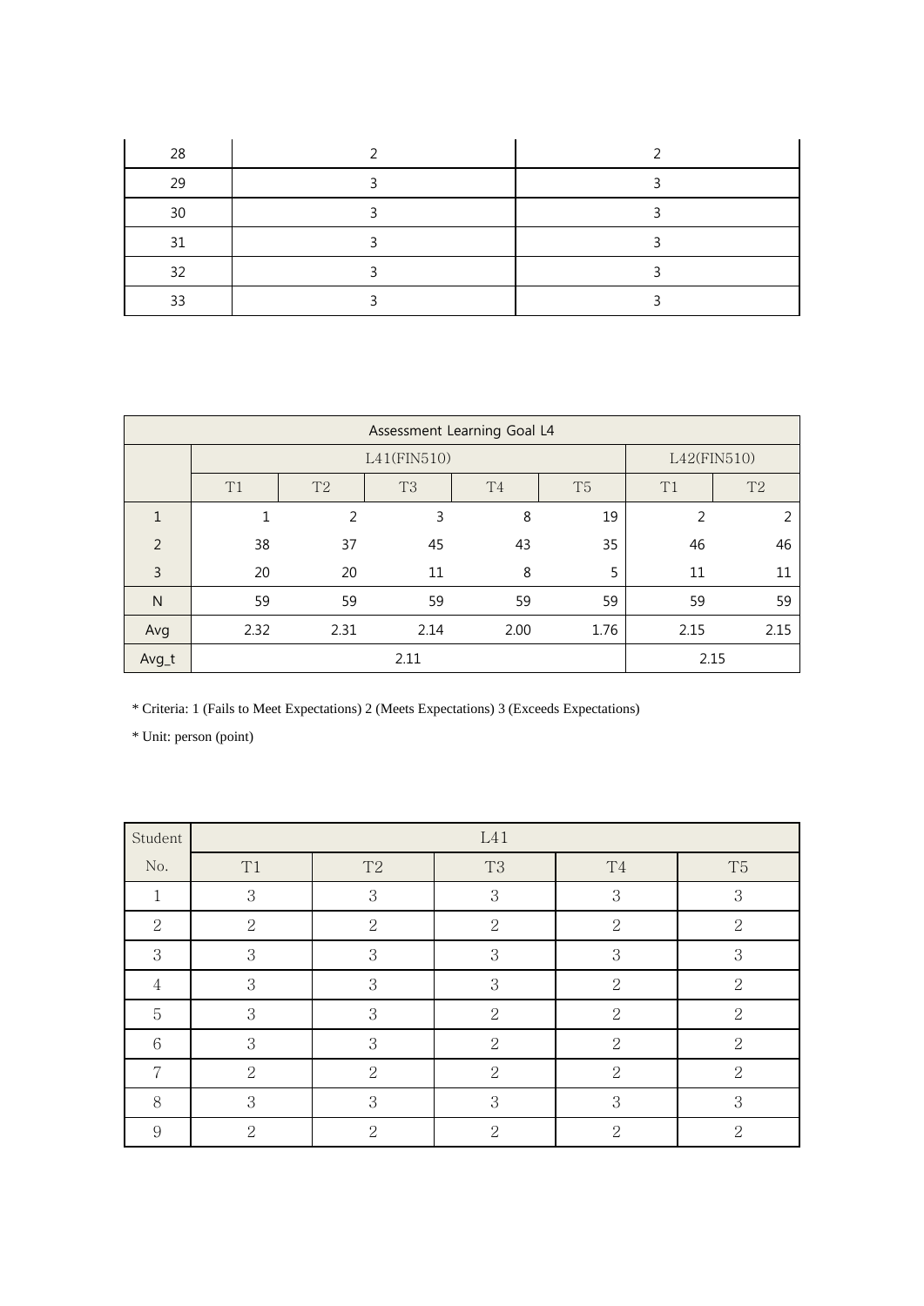| | | |
|---|---|---|
| 28 | 2 | 2 |
| 29 | 3 | 3 |
| 30 | 3 | 3 |
| 31 | 3 | 3 |
| 32 | 3 | 3 |
| 33 | 3 | 3 |

| Assessment Learning Goal L4 | | | | | | | |
|---|---|---|---|---|---|---|---|
| | L41(FIN510) | | | | | L42(FIN510) | |
| | T1 | T2 | T3 | T4 | T5 | T1 | T2 |
| 1 | 1 | 2 | 3 | 8 | 19 | 2 | 2 |
| 2 | 38 | 37 | 45 | 43 | 35 | 46 | 46 |
| 3 | 20 | 20 | 11 | 8 | 5 | 11 | 11 |
| N | 59 | 59 | 59 | 59 | 59 | 59 | 59 |
| Avg | 2.32 | 2.31 | 2.14 | 2.00 | 1.76 | 2.15 | 2.15 |
| Avg_t | 2.11 | | | | | 2.15 | |

* Criteria: 1 (Fails to Meet Expectations) 2 (Meets Expectations) 3 (Exceeds Expectations)

* Unit: person (point)

| Student No. | L41 | | | | |
|---|---|---|---|---|---|
| | T1 | T2 | T3 | T4 | T5 |
| 1 | 3 | 3 | 3 | 3 | 3 |
| 2 | 2 | 2 | 2 | 2 | 2 |
| 3 | 3 | 3 | 3 | 3 | 3 |
| 4 | 3 | 3 | 3 | 2 | 2 |
| 5 | 3 | 3 | 2 | 2 | 2 |
| 6 | 3 | 3 | 2 | 2 | 2 |
| 7 | 2 | 2 | 2 | 2 | 2 |
| 8 | 3 | 3 | 3 | 3 | 3 |
| 9 | 2 | 2 | 2 | 2 | 2 |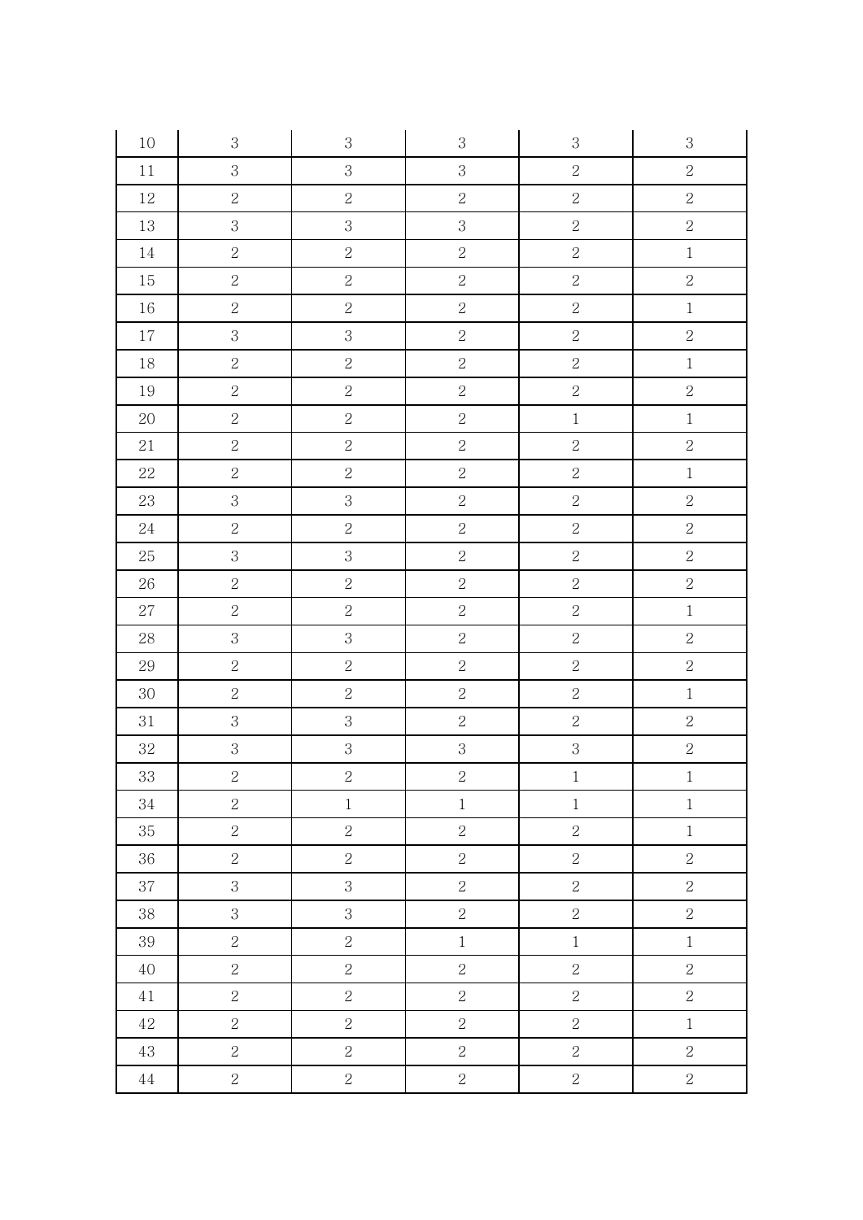| | | | | | |
|---|---|---|---|---|---|
| 10 | 3 | 3 | 3 | 3 | 3 |
| 11 | 3 | 3 | 3 | 2 | 2 |
| 12 | 2 | 2 | 2 | 2 | 2 |
| 13 | 3 | 3 | 3 | 2 | 2 |
| 14 | 2 | 2 | 2 | 2 | 1 |
| 15 | 2 | 2 | 2 | 2 | 2 |
| 16 | 2 | 2 | 2 | 2 | 1 |
| 17 | 3 | 3 | 2 | 2 | 2 |
| 18 | 2 | 2 | 2 | 2 | 1 |
| 19 | 2 | 2 | 2 | 2 | 2 |
| 20 | 2 | 2 | 2 | 1 | 1 |
| 21 | 2 | 2 | 2 | 2 | 2 |
| 22 | 2 | 2 | 2 | 2 | 1 |
| 23 | 3 | 3 | 2 | 2 | 2 |
| 24 | 2 | 2 | 2 | 2 | 2 |
| 25 | 3 | 3 | 2 | 2 | 2 |
| 26 | 2 | 2 | 2 | 2 | 2 |
| 27 | 2 | 2 | 2 | 2 | 1 |
| 28 | 3 | 3 | 2 | 2 | 2 |
| 29 | 2 | 2 | 2 | 2 | 2 |
| 30 | 2 | 2 | 2 | 2 | 1 |
| 31 | 3 | 3 | 2 | 2 | 2 |
| 32 | 3 | 3 | 3 | 3 | 2 |
| 33 | 2 | 2 | 2 | 1 | 1 |
| 34 | 2 | 1 | 1 | 1 | 1 |
| 35 | 2 | 2 | 2 | 2 | 1 |
| 36 | 2 | 2 | 2 | 2 | 2 |
| 37 | 3 | 3 | 2 | 2 | 2 |
| 38 | 3 | 3 | 2 | 2 | 2 |
| 39 | 2 | 2 | 1 | 1 | 1 |
| 40 | 2 | 2 | 2 | 2 | 2 |
| 41 | 2 | 2 | 2 | 2 | 2 |
| 42 | 2 | 2 | 2 | 2 | 1 |
| 43 | 2 | 2 | 2 | 2 | 2 |
| 44 | 2 | 2 | 2 | 2 | 2 |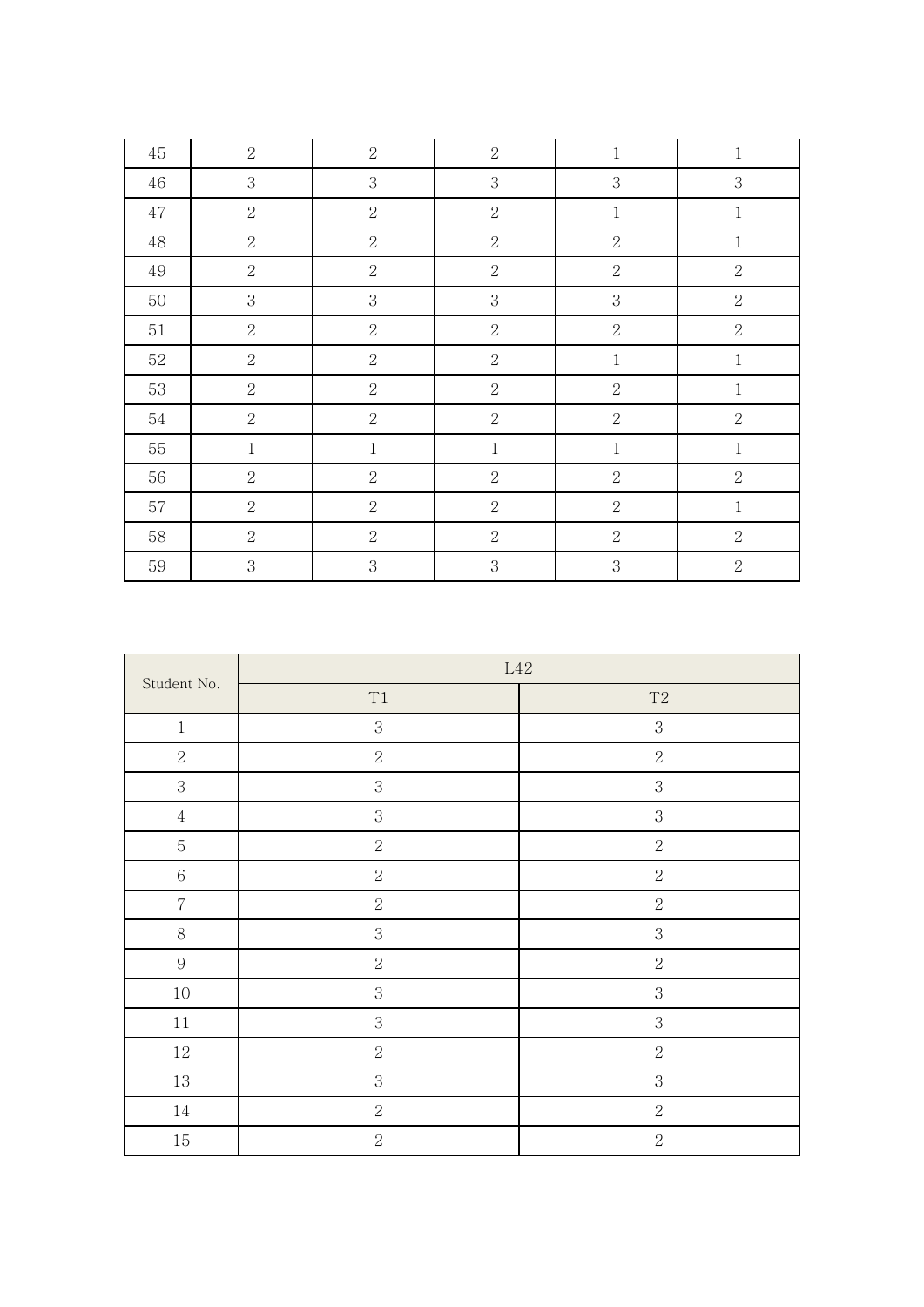| | | | | | |
|---|---|---|---|---|---|
| 45 | 2 | 2 | 2 | 1 | 1 |
| 46 | 3 | 3 | 3 | 3 | 3 |
| 47 | 2 | 2 | 2 | 1 | 1 |
| 48 | 2 | 2 | 2 | 2 | 1 |
| 49 | 2 | 2 | 2 | 2 | 2 |
| 50 | 3 | 3 | 3 | 3 | 2 |
| 51 | 2 | 2 | 2 | 2 | 2 |
| 52 | 2 | 2 | 2 | 1 | 1 |
| 53 | 2 | 2 | 2 | 2 | 1 |
| 54 | 2 | 2 | 2 | 2 | 2 |
| 55 | 1 | 1 | 1 | 1 | 1 |
| 56 | 2 | 2 | 2 | 2 | 2 |
| 57 | 2 | 2 | 2 | 2 | 1 |
| 58 | 2 | 2 | 2 | 2 | 2 |
| 59 | 3 | 3 | 3 | 3 | 2 |

| Student No. | L42 | |
|---|---|---|
| | T1 | T2 |
| 1 | 3 | 3 |
| 2 | 2 | 2 |
| 3 | 3 | 3 |
| 4 | 3 | 3 |
| 5 | 2 | 2 |
| 6 | 2 | 2 |
| 7 | 2 | 2 |
| 8 | 3 | 3 |
| 9 | 2 | 2 |
| 10 | 3 | 3 |
| 11 | 3 | 3 |
| 12 | 2 | 2 |
| 13 | 3 | 3 |
| 14 | 2 | 2 |
| 15 | 2 | 2 |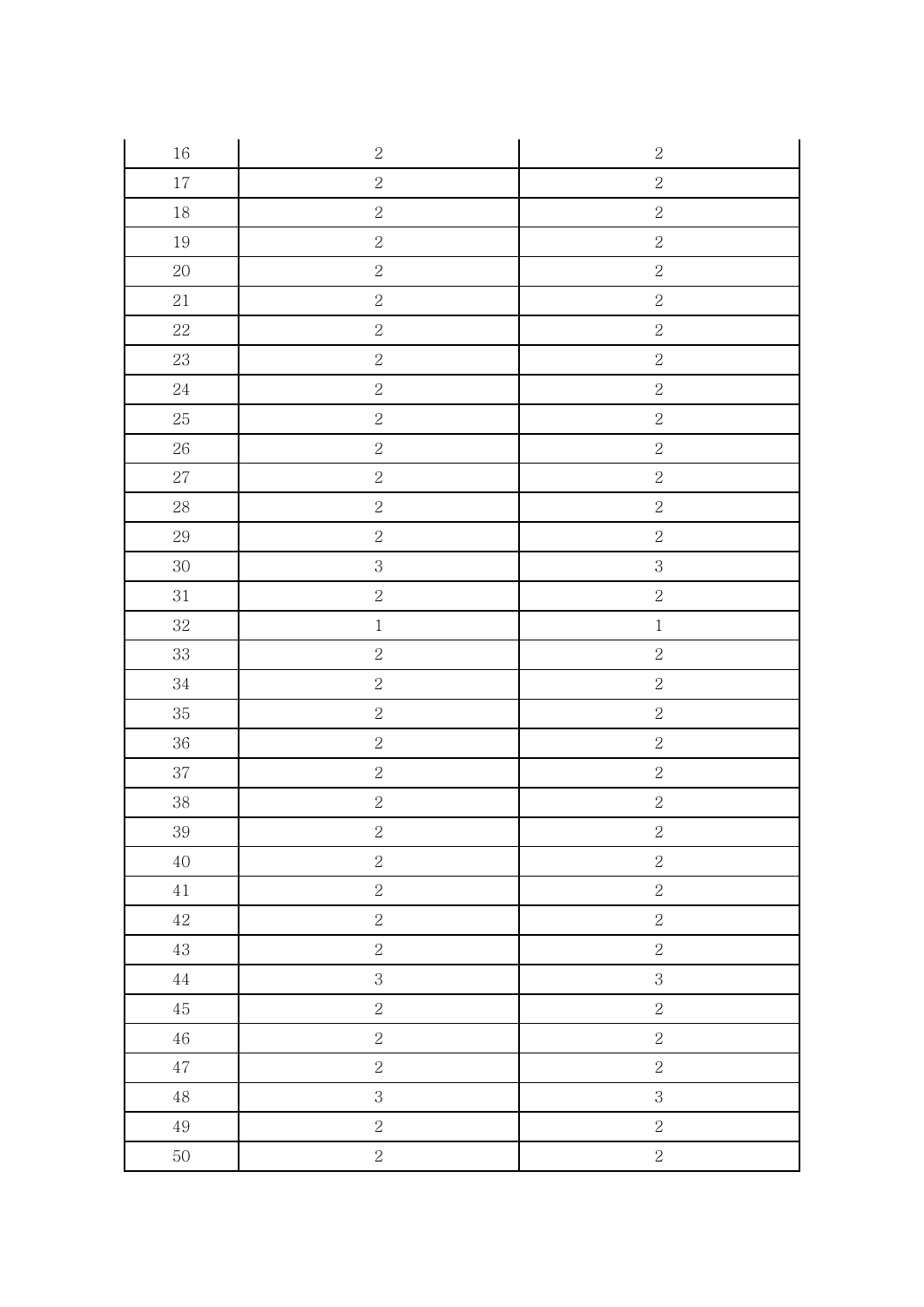| 16 | 2 | 2 |
| --- | --- | --- |
| 17 | 2 | 2 |
| 18 | 2 | 2 |
| 19 | 2 | 2 |
| 20 | 2 | 2 |
| 21 | 2 | 2 |
| 22 | 2 | 2 |
| 23 | 2 | 2 |
| 24 | 2 | 2 |
| 25 | 2 | 2 |
| 26 | 2 | 2 |
| 27 | 2 | 2 |
| 28 | 2 | 2 |
| 29 | 2 | 2 |
| 30 | 3 | 3 |
| 31 | 2 | 2 |
| 32 | 1 | 1 |
| 33 | 2 | 2 |
| 34 | 2 | 2 |
| 35 | 2 | 2 |
| 36 | 2 | 2 |
| 37 | 2 | 2 |
| 38 | 2 | 2 |
| 39 | 2 | 2 |
| 40 | 2 | 2 |
| 41 | 2 | 2 |
| 42 | 2 | 2 |
| 43 | 2 | 2 |
| 44 | 3 | 3 |
| 45 | 2 | 2 |
| 46 | 2 | 2 |
| 47 | 2 | 2 |
| 48 | 3 | 3 |
| 49 | 2 | 2 |
| 50 | 2 | 2 |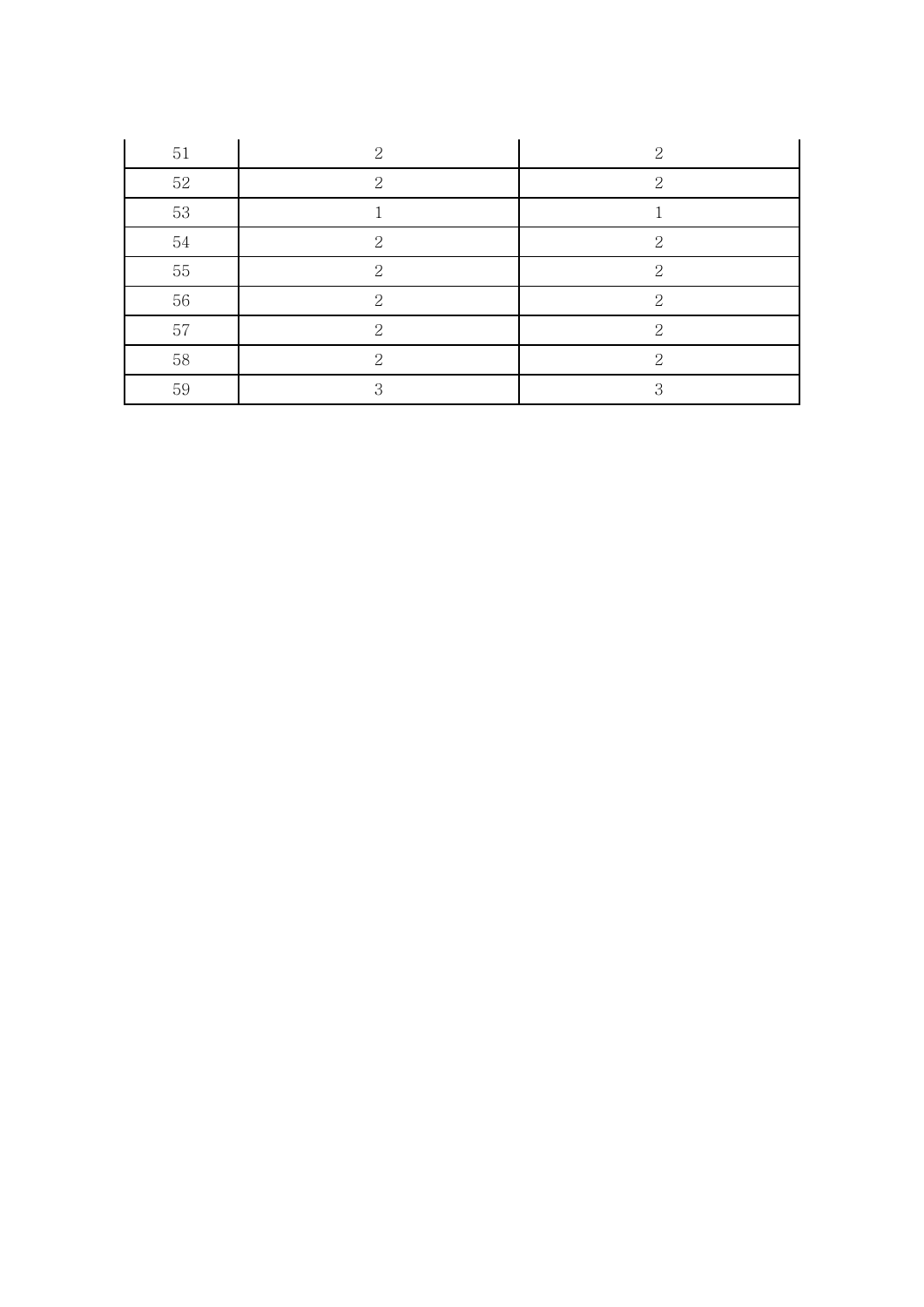| | | |
|---|---|---|
| 51 | 2 | 2 |
| 52 | 2 | 2 |
| 53 | 1 | 1 |
| 54 | 2 | 2 |
| 55 | 2 | 2 |
| 56 | 2 | 2 |
| 57 | 2 | 2 |
| 58 | 2 | 2 |
| 59 | 3 | 3 |